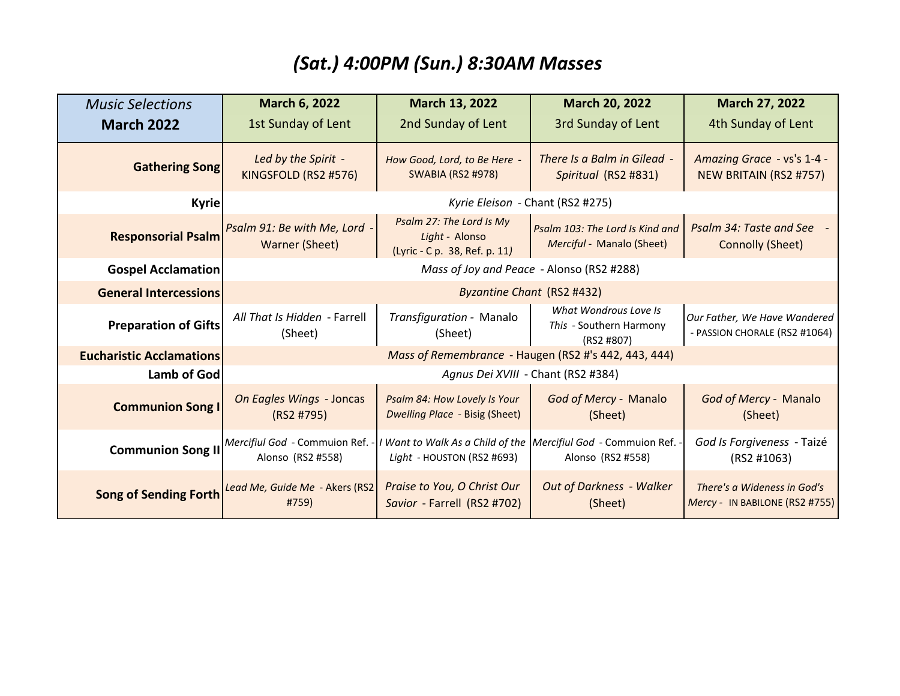# *(Sat.) 4:00PM (Sun.) 8:30AM Masses*

| *Music Selections* **March 2022** | **March 6, 2022** 1st Sunday of Lent | **March 13, 2022** 2nd Sunday of Lent | **March 20, 2022** 3rd Sunday of Lent | **March 27, 2022** 4th Sunday of Lent |
|---|---|---|---|---|
| **Gathering Song** | *Led by the Spirit* - KINGSFOLD (RS2 #576) | *How Good, Lord, to Be Here* - SWABIA (RS2 #978) | *There Is a Balm in Gilead* - *Spiritual* (RS2 #831) | *Amazing Grace* - vs's 1-4 - NEW BRITAIN (RS2 #757) |
| **Kyrie** | *Kyrie Eleison* - Chant (RS2 #275) | | | |
| **Responsorial Psalm** | *Psalm 91: Be with Me, Lord* - Warner (Sheet) | *Psalm 27: The Lord Is My Light* - Alonso (Lyric - C p. 38, Ref. p. 11*)* | *Psalm 103: The Lord Is Kind and Merciful* - Manalo (Sheet) | *Psalm 34: Taste and See* - Connolly (Sheet) |
| **Gospel Acclamation** | *Mass of Joy and Peace* - Alonso (RS2 #288) | | | |
| **General Intercessions** | *Byzantine Chant* (RS2 #432) | | | |
| **Preparation of Gifts** | *All That Is Hidden* - Farrell (Sheet) | *Transfiguration* - Manalo (Sheet) | *What Wondrous Love Is This* - Southern Harmony (RS2 #807) | *Our Father, We Have Wandered* - PASSION CHORALE (RS2 #1064) |
| **Eucharistic Acclamations** | *Mass of Remembrance* - Haugen (RS2 #'s 442, 443, 444) | | | |
| **Lamb of God** | *Agnus Dei XVIII* - Chant (RS2 #384) | | | |
| **Communion Song I** | *On Eagles Wings* - Joncas (RS2 #795) | *Psalm 84: How Lovely Is Your Dwelling Place* - Bisig (Sheet) | *God of Mercy* - Manalo (Sheet) | *God of Mercy* - Manalo (Sheet) |
| **Communion Song II** | *Mercifiul God* - Commuion Ref. - Alonso (RS2 #558) | *I Want to Walk As a Child of the Light* - HOUSTON (RS2 #693) | *Mercifiul God* - Commuion Ref. - Alonso (RS2 #558) | *God Is Forgiveness* - Taizé (RS2 #1063) |
| **Song of Sending Forth** | *Lead Me, Guide Me* - Akers (RS2 #759) | *Praise to You, O Christ Our Savior* - Farrell (RS2 #702) | *Out of Darkness* - *Walker* (Sheet) | *There's a Wideness in God's Mercy* - IN BABILONE (RS2 #755) |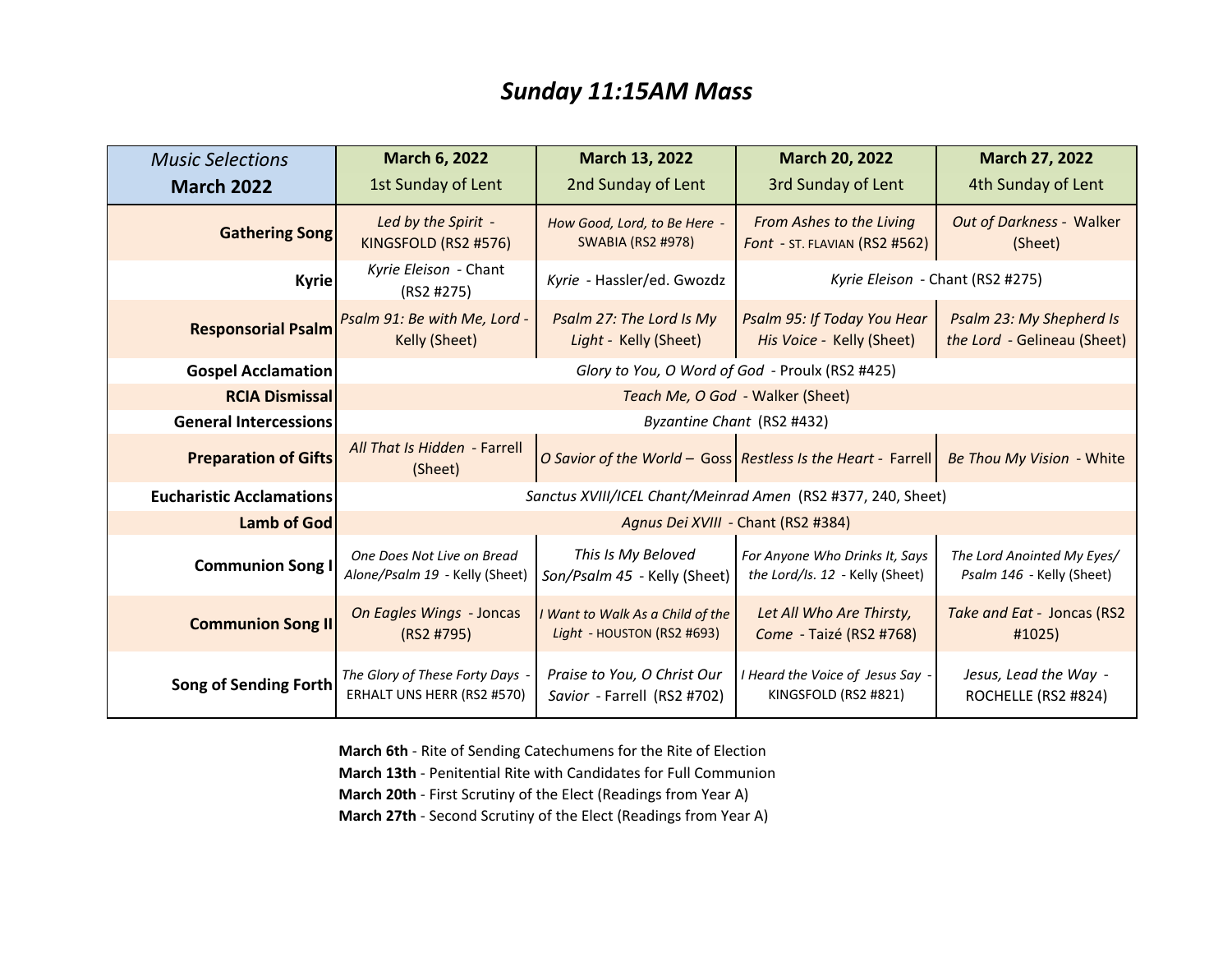# *Sunday 11:15AM Mass*

| *Music Selections* **March 2022** | **March 6, 2022** 1st Sunday of Lent | **March 13, 2022** 2nd Sunday of Lent | **March 20, 2022** 3rd Sunday of Lent | **March 27, 2022** 4th Sunday of Lent |
|---|---|---|---|---|
| **Gathering Song** | *Led by the Spirit* - KINGSFOLD (RS2 #576) | *How Good, Lord, to Be Here* - SWABIA (RS2 #978) | *From Ashes to the Living Font* - ST. FLAVIAN (RS2 #562) | *Out of Darkness* - Walker (Sheet) |
| **Kyrie** | *Kyrie Eleison* - Chant (RS2 #275) | *Kyrie* - Hassler/ed. Gwozdz | *Kyrie Eleison* - Chant (RS2 #275) | |
| **Responsorial Psalm** | *Psalm 91: Be with Me, Lord* - Kelly (Sheet) | *Psalm 27: The Lord Is My Light* - Kelly (Sheet) | *Psalm 95: If Today You Hear His Voice* - Kelly (Sheet) | *Psalm 23: My Shepherd Is the Lord* - Gelineau (Sheet) |
| **Gospel Acclamation** | *Glory to You, O Word of God* - Proulx (RS2 #425) | | | |
| **RCIA Dismissal** | *Teach Me, O God* - Walker (Sheet) | | | |
| **General Intercessions** | *Byzantine Chant* (RS2 #432) | | | |
| **Preparation of Gifts** | *All That Is Hidden* - Farrell (Sheet) | *O Savior of the World* – Goss | *Restless Is the Heart* - Farrell | *Be Thou My Vision* - White |
| **Eucharistic Acclamations** | *Sanctus XVIII/ICEL Chant/Meinrad Amen* (RS2 #377, 240, Sheet) | | | |
| **Lamb of God** | *Agnus Dei XVIII* - Chant (RS2 #384) | | | |
| **Communion Song I** | *One Does Not Live on Bread Alone/Psalm 19* - Kelly (Sheet) | *This Is My Beloved Son/Psalm 45* - Kelly (Sheet) | *For Anyone Who Drinks It, Says the Lord/Is. 12* - Kelly (Sheet) | *The Lord Anointed My Eyes/ Psalm 146* - Kelly (Sheet) |
| **Communion Song II** | *On Eagles Wings* - Joncas (RS2 #795) | *I Want to Walk As a Child of the Light* - HOUSTON (RS2 #693) | *Let All Who Are Thirsty, Come* - Taizé (RS2 #768) | *Take and Eat* - Joncas (RS2 #1025) |
| **Song of Sending Forth** | *The Glory of These Forty Days* - ERHALT UNS HERR (RS2 #570) | *Praise to You, O Christ Our Savior* - Farrell (RS2 #702) | *I Heard the Voice of Jesus Say* - KINGSFOLD (RS2 #821) | *Jesus, Lead the Way* - ROCHELLE (RS2 #824) |

**March 6th** - Rite of Sending Catechumens for the Rite of Election
**March 13th** - Penitential Rite with Candidates for Full Communion
**March 20th** - First Scrutiny of the Elect (Readings from Year A)
**March 27th** - Second Scrutiny of the Elect (Readings from Year A)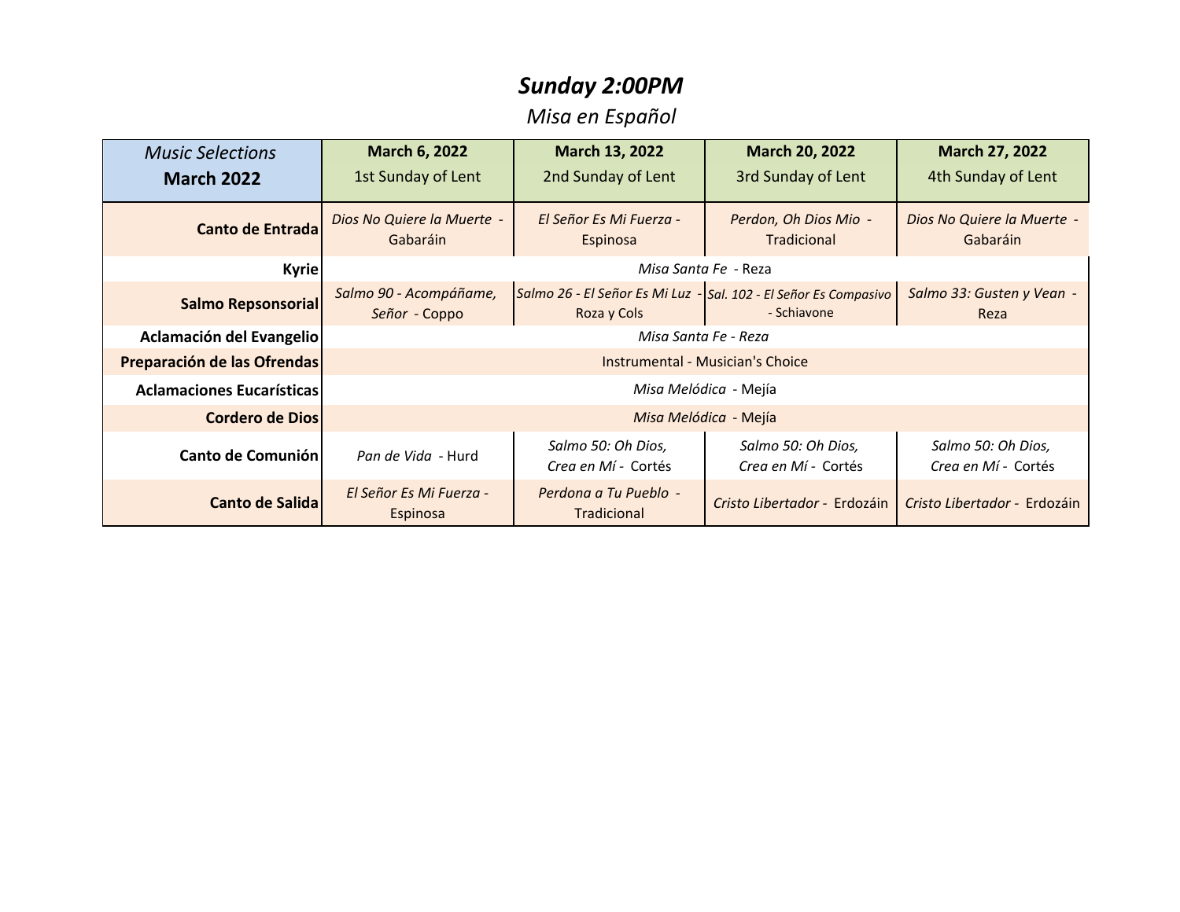# *Sunday 2:00PM*

*Misa en Español*

| *Music Selections* **March 2022** | **March 6, 2022** 1st Sunday of Lent | **March 13, 2022** 2nd Sunday of Lent | **March 20, 2022** 3rd Sunday of Lent | **March 27, 2022** 4th Sunday of Lent |
|---|---|---|---|---|
| **Canto de Entrada** | *Dios No Quiere la Muerte* - Gabaráin | *El Señor Es Mi Fuerza* - Espinosa | *Perdon, Oh Dios Mio* - Tradicional | *Dios No Quiere la Muerte* - Gabaráin |
| **Kyrie** | *Misa Santa Fe* - Reza | | | |
| **Salmo Repsonsorial** | *Salmo 90 - Acompáñame, Señor* - Coppo | *Salmo 26 - El Señor Es Mi Luz* - Roza y Cols | *Sal. 102 - El Señor Es Compasivo* - Schiavone | *Salmo 33: Gusten y Vean* - Reza |
| **Aclamación del Evangelio** | *Misa Santa Fe - Reza* | | | |
| **Preparación de las Ofrendas** | Instrumental - Musician's Choice | | | |
| **Aclamaciones Eucarísticas** | *Misa Melódica* - Mejía | | | |
| **Cordero de Dios** | *Misa Melódica* - Mejía | | | |
| **Canto de Comunión** | *Pan de Vida* - Hurd | *Salmo 50: Oh Dios, Crea en Mí* - Cortés | *Salmo 50: Oh Dios, Crea en Mí* - Cortés | *Salmo 50: Oh Dios, Crea en Mí* - Cortés |
| **Canto de Salida** | *El Señor Es Mi Fuerza* - Espinosa | *Perdona a Tu Pueblo* - Tradicional | *Cristo Libertador* - Erdozáin | *Cristo Libertador* - Erdozáin |